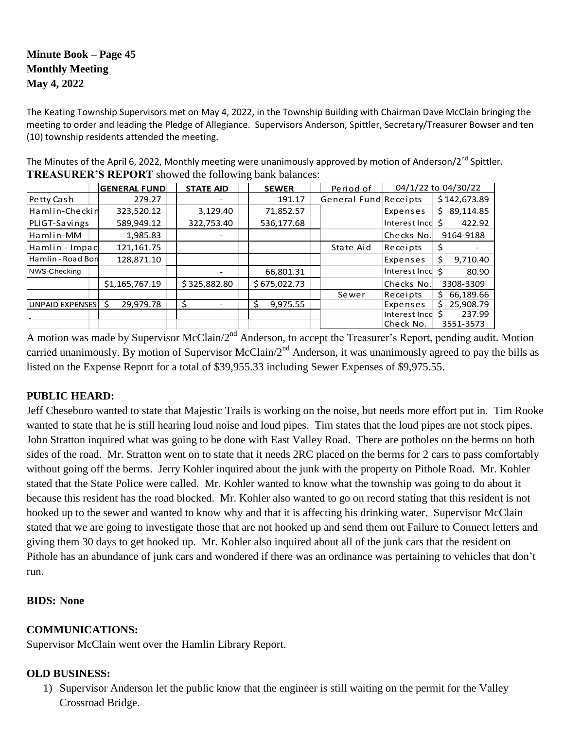**Minute Book – Page 45**
**Monthly Meeting**
**May 4, 2022**

The Keating Township Supervisors met on May 4, 2022, in the Township Building with Chairman Dave McClain bringing the meeting to order and leading the Pledge of Allegiance. Supervisors Anderson, Spittler, Secretary/Treasurer Bowser and ten (10) township residents attended the meeting.

The Minutes of the April 6, 2022, Monthly meeting were unanimously approved by motion of Anderson/2nd Spittler.

**TREASURER'S REPORT** showed the following bank balances:

| | GENERAL FUND | STATE AID | SEWER | Period of | 04/1/22 to 04/30/22 | |
|---|---|---|---|---|---|---|
| Petty Cash | 279.27 | - | 191.17 | General Fund | Receipts | $142,673.89 |
| Hamlin-Checkin | 323,520.12 | 3,129.40 | 71,852.57 | | Expenses | $ 89,114.85 |
| PLIGT-Savings | 589,949.12 | 322,753.40 | 536,177.68 | | Interest Inco | $ 422.92 |
| Hamlin-MM | 1,985.83 | - | | | Checks No. | 9164-9188 |
| Hamlin - Impac | 121,161.75 | | | State Aid | Receipts | $ - |
| Hamlin - Road Bon | 128,871.10 | | | | Expenses | $ 9,710.40 |
| NWS-Checking | | - | 66,801.31 | | Interest Inco | $ 80.90 |
| | $1,165,767.19 | $325,882.80 | $675,022.73 | | Checks No. | 3308-3309 |
| | | | | Sewer | Receipts | $ 66,189.66 |
| UNPAID EXPENSES | $ 29,979.78 | $ - | $ 9,975.55 | | Expenses | $ 25,908.79 |
| | | | | | Interest Inco | $ 237.99 |
| | | | | | Check No. | 3551-3573 |

A motion was made by Supervisor McClain/2nd Anderson, to accept the Treasurer's Report, pending audit. Motion carried unanimously. By motion of Supervisor McClain/2nd Anderson, it was unanimously agreed to pay the bills as listed on the Expense Report for a total of $39,955.33 including Sewer Expenses of $9,975.55.

**PUBLIC HEARD:**

Jeff Cheseboro wanted to state that Majestic Trails is working on the noise, but needs more effort put in. Tim Rooke wanted to state that he is still hearing loud noise and loud pipes. Tim states that the loud pipes are not stock pipes. John Stratton inquired what was going to be done with East Valley Road. There are potholes on the berms on both sides of the road. Mr. Stratton went on to state that it needs 2RC placed on the berms for 2 cars to pass comfortably without going off the berms. Jerry Kohler inquired about the junk with the property on Pithole Road. Mr. Kohler stated that the State Police were called. Mr. Kohler wanted to know what the township was going to do about it because this resident has the road blocked. Mr. Kohler also wanted to go on record stating that this resident is not hooked up to the sewer and wanted to know why and that it is affecting his drinking water. Supervisor McClain stated that we are going to investigate those that are not hooked up and send them out Failure to Connect letters and giving them 30 days to get hooked up. Mr. Kohler also inquired about all of the junk cars that the resident on Pithole has an abundance of junk cars and wondered if there was an ordinance was pertaining to vehicles that don't run.

**BIDS: None**

**COMMUNICATIONS:**

Supervisor McClain went over the Hamlin Library Report.

**OLD BUSINESS:**

1) Supervisor Anderson let the public know that the engineer is still waiting on the permit for the Valley Crossroad Bridge.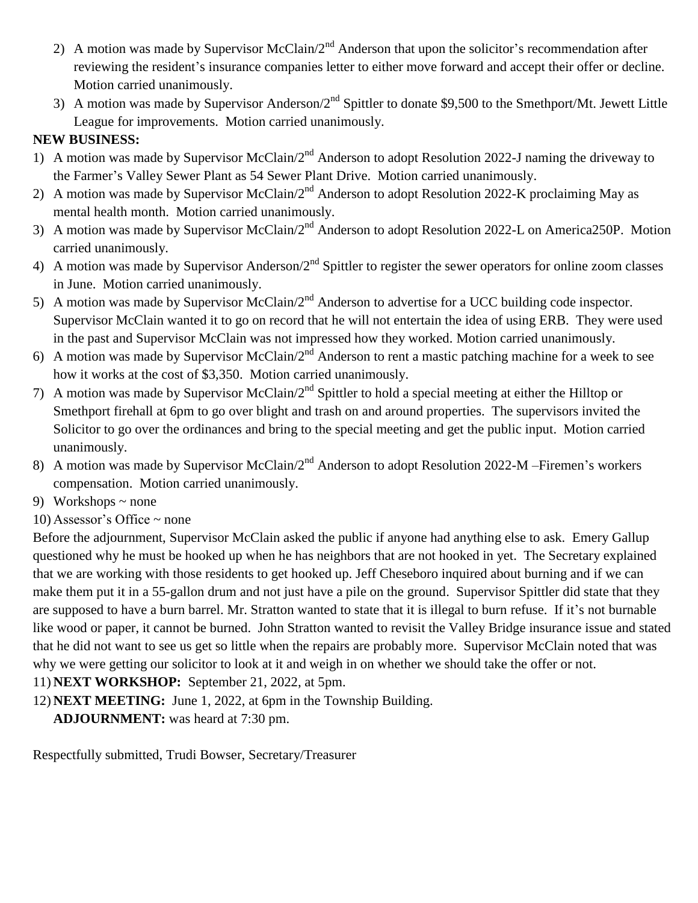2) A motion was made by Supervisor McClain/2nd Anderson that upon the solicitor's recommendation after reviewing the resident's insurance companies letter to either move forward and accept their offer or decline. Motion carried unanimously.
3) A motion was made by Supervisor Anderson/2nd Spittler to donate $9,500 to the Smethport/Mt. Jewett Little League for improvements. Motion carried unanimously.

**NEW BUSINESS:**

1) A motion was made by Supervisor McClain/2nd Anderson to adopt Resolution 2022-J naming the driveway to the Farmer's Valley Sewer Plant as 54 Sewer Plant Drive. Motion carried unanimously.
2) A motion was made by Supervisor McClain/2nd Anderson to adopt Resolution 2022-K proclaiming May as mental health month. Motion carried unanimously.
3) A motion was made by Supervisor McClain/2nd Anderson to adopt Resolution 2022-L on America250P. Motion carried unanimously.
4) A motion was made by Supervisor Anderson/2nd Spittler to register the sewer operators for online zoom classes in June. Motion carried unanimously.
5) A motion was made by Supervisor McClain/2nd Anderson to advertise for a UCC building code inspector. Supervisor McClain wanted it to go on record that he will not entertain the idea of using ERB. They were used in the past and Supervisor McClain was not impressed how they worked. Motion carried unanimously.
6) A motion was made by Supervisor McClain/2nd Anderson to rent a mastic patching machine for a week to see how it works at the cost of $3,350. Motion carried unanimously.
7) A motion was made by Supervisor McClain/2nd Spittler to hold a special meeting at either the Hilltop or Smethport firehall at 6pm to go over blight and trash on and around properties. The supervisors invited the Solicitor to go over the ordinances and bring to the special meeting and get the public input. Motion carried unanimously.
8) A motion was made by Supervisor McClain/2nd Anderson to adopt Resolution 2022-M –Firemen's workers compensation. Motion carried unanimously.
9) Workshops ~ none
10) Assessor's Office ~ none

Before the adjournment, Supervisor McClain asked the public if anyone had anything else to ask. Emery Gallup questioned why he must be hooked up when he has neighbors that are not hooked in yet. The Secretary explained that we are working with those residents to get hooked up. Jeff Cheseboro inquired about burning and if we can make them put it in a 55-gallon drum and not just have a pile on the ground. Supervisor Spittler did state that they are supposed to have a burn barrel. Mr. Stratton wanted to state that it is illegal to burn refuse. If it's not burnable like wood or paper, it cannot be burned. John Stratton wanted to revisit the Valley Bridge insurance issue and stated that he did not want to see us get so little when the repairs are probably more. Supervisor McClain noted that was why we were getting our solicitor to look at it and weigh in on whether we should take the offer or not.

11) **NEXT WORKSHOP:** September 21, 2022, at 5pm.
12) **NEXT MEETING:** June 1, 2022, at 6pm in the Township Building.
    **ADJOURNMENT:** was heard at 7:30 pm.

Respectfully submitted, Trudi Bowser, Secretary/Treasurer